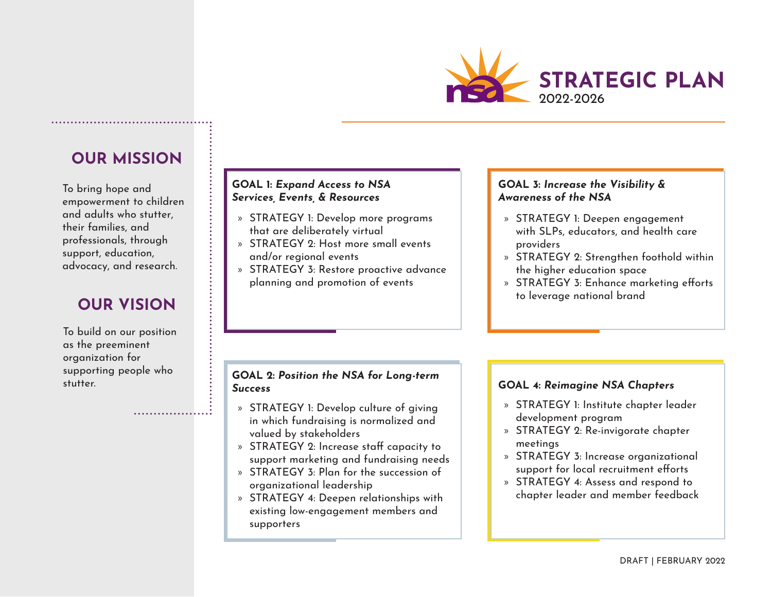# STRATEGIC PLAN 2022-2026

## OUR MISSION

To bring hope and empowerment to children and adults who stutter, their families, and professionals, through support, education, advocacy, and research.

## OUR VISION

To build on our position as the preeminent organization for supporting people who stutter.

### GOAL 1: *Expand Access to NSA Services, Events, & Resources*

- STRATEGY 1: Develop more programs that are deliberately virtual
- STRATEGY 2: Host more small events and/or regional events
- STRATEGY 3: Restore proactive advance planning and promotion of events

### GOAL 2: *Position the NSA for Long-term Success*

- STRATEGY 1: Develop culture of giving in which fundraising is normalized and valued by stakeholders
- STRATEGY 2: Increase staff capacity to support marketing and fundraising needs
- STRATEGY 3: Plan for the succession of organizational leadership
- STRATEGY 4: Deepen relationships with existing low-engagement members and supporters

### GOAL 3: *Increase the Visibility & Awareness of the NSA*

- STRATEGY 1: Deepen engagement with SLPs, educators, and health care providers
- STRATEGY 2: Strengthen foothold within the higher education space
- STRATEGY 3: Enhance marketing efforts to leverage national brand

### GOAL 4: *Reimagine NSA Chapters*

- STRATEGY 1: Institute chapter leader development program
- STRATEGY 2: Re-invigorate chapter meetings
- STRATEGY 3: Increase organizational support for local recruitment efforts
- STRATEGY 4: Assess and respond to chapter leader and member feedback

DRAFT | FEBRUARY 2022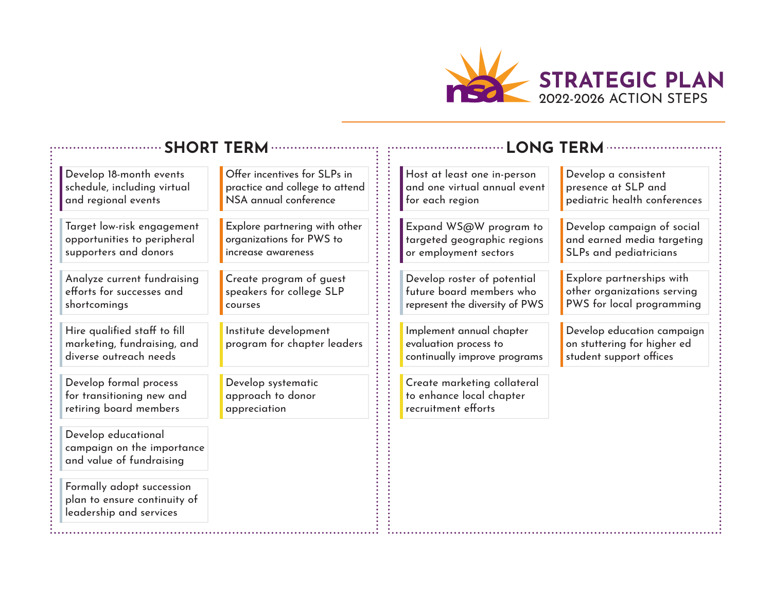# STRATEGIC PLAN

## 2022-2026 ACTION STEPS

## SHORT TERM

- Develop 18-month events schedule, including virtual and regional events
- Target low-risk engagement opportunities to peripheral supporters and donors
- Analyze current fundraising efforts for successes and shortcomings
- Hire qualified staff to fill marketing, fundraising, and diverse outreach needs
- Develop formal process for transitioning new and retiring board members
- Develop educational campaign on the importance and value of fundraising
- Formally adopt succession plan to ensure continuity of leadership and services
- Offer incentives for SLPs in practice and college to attend NSA annual conference
- Explore partnering with other organizations for PWS to increase awareness
- Create program of guest speakers for college SLP courses
- Institute development program for chapter leaders
- Develop systematic approach to donor appreciation

## LONG TERM

- Host at least one in-person and one virtual annual event for each region
- Expand WS@W program to targeted geographic regions or employment sectors
- Develop roster of potential future board members who represent the diversity of PWS
- Implement annual chapter evaluation process to continually improve programs
- Create marketing collateral to enhance local chapter recruitment efforts
- Develop a consistent presence at SLP and pediatric health conferences
- Develop campaign of social and earned media targeting SLPs and pediatricians
- Explore partnerships with other organizations serving PWS for local programming
- Develop education campaign on stuttering for higher ed student support offices